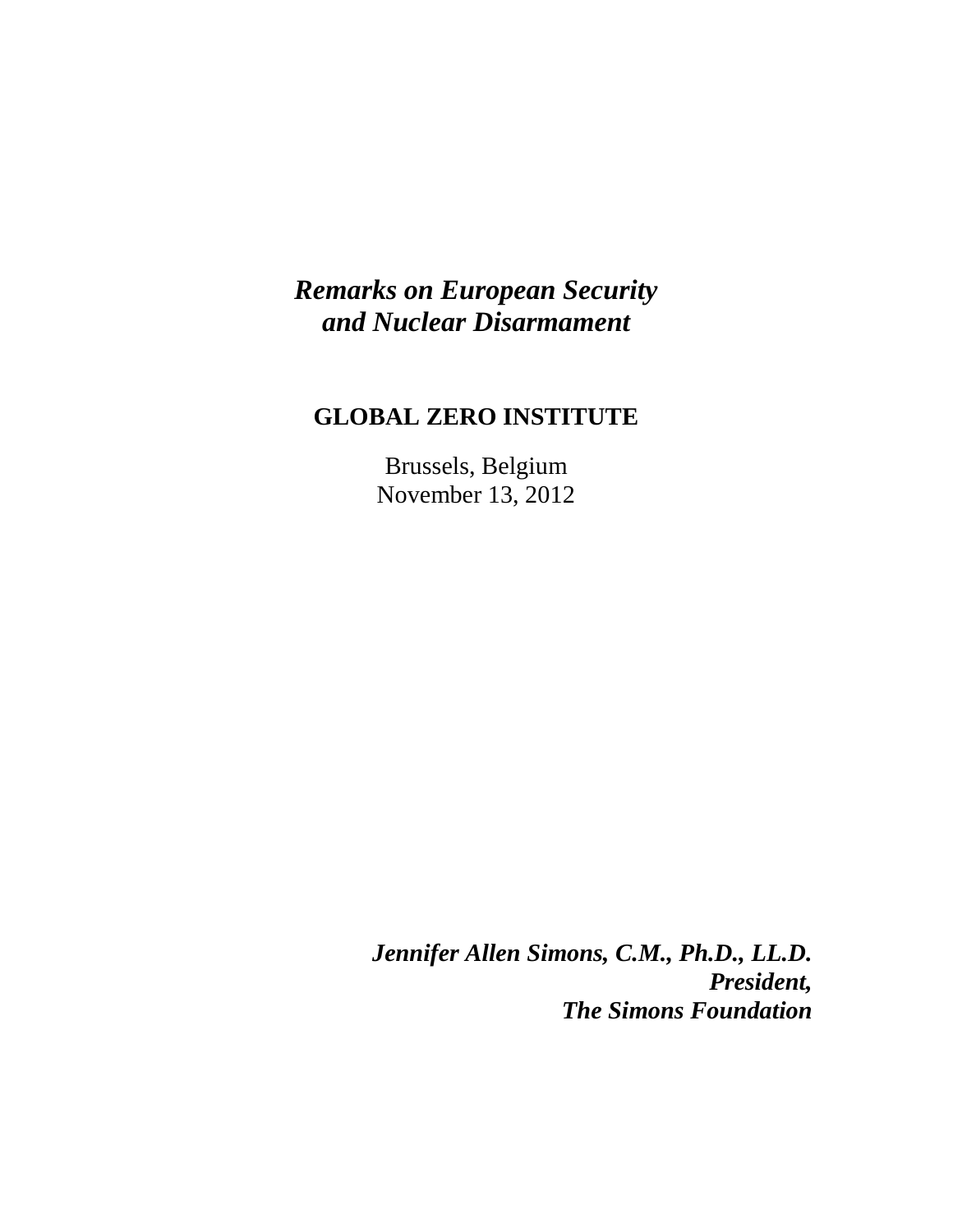# *Remarks on European Security and Nuclear Disarmament*

**GLOBAL ZERO INSTITUTE**

Brussels, Belgium
November 13, 2012

***Jennifer Allen Simons, C.M., Ph.D., LL.D.***
***President,***
***The Simons Foundation***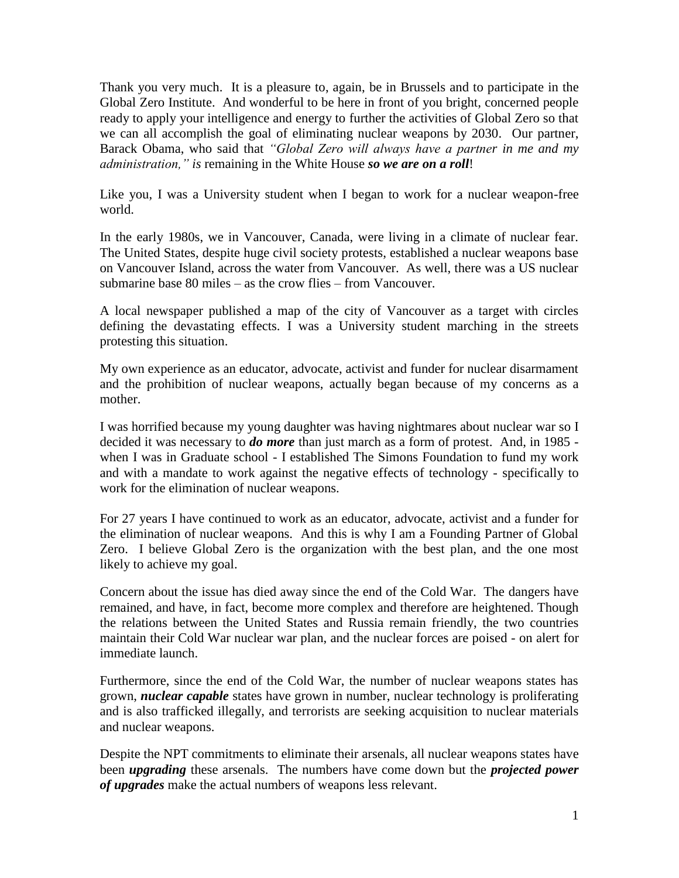Thank you very much. It is a pleasure to, again, be in Brussels and to participate in the Global Zero Institute. And wonderful to be here in front of you bright, concerned people ready to apply your intelligence and energy to further the activities of Global Zero so that we can all accomplish the goal of eliminating nuclear weapons by 2030. Our partner, Barack Obama, who said that *"Global Zero will always have a partner in me and my administration," is* remaining in the White House ***so we are on a roll***!

Like you, I was a University student when I began to work for a nuclear weapon-free world.

In the early 1980s, we in Vancouver, Canada, were living in a climate of nuclear fear. The United States, despite huge civil society protests, established a nuclear weapons base on Vancouver Island, across the water from Vancouver. As well, there was a US nuclear submarine base 80 miles – as the crow flies – from Vancouver.

A local newspaper published a map of the city of Vancouver as a target with circles defining the devastating effects. I was a University student marching in the streets protesting this situation.

My own experience as an educator, advocate, activist and funder for nuclear disarmament and the prohibition of nuclear weapons, actually began because of my concerns as a mother.

I was horrified because my young daughter was having nightmares about nuclear war so I decided it was necessary to ***do more*** than just march as a form of protest. And, in 1985 - when I was in Graduate school - I established The Simons Foundation to fund my work and with a mandate to work against the negative effects of technology - specifically to work for the elimination of nuclear weapons.

For 27 years I have continued to work as an educator, advocate, activist and a funder for the elimination of nuclear weapons. And this is why I am a Founding Partner of Global Zero. I believe Global Zero is the organization with the best plan, and the one most likely to achieve my goal.

Concern about the issue has died away since the end of the Cold War. The dangers have remained, and have, in fact, become more complex and therefore are heightened. Though the relations between the United States and Russia remain friendly, the two countries maintain their Cold War nuclear war plan, and the nuclear forces are poised - on alert for immediate launch.

Furthermore, since the end of the Cold War, the number of nuclear weapons states has grown, ***nuclear capable*** states have grown in number, nuclear technology is proliferating and is also trafficked illegally, and terrorists are seeking acquisition to nuclear materials and nuclear weapons.

Despite the NPT commitments to eliminate their arsenals, all nuclear weapons states have been ***upgrading*** these arsenals. The numbers have come down but the ***projected power of upgrades*** make the actual numbers of weapons less relevant.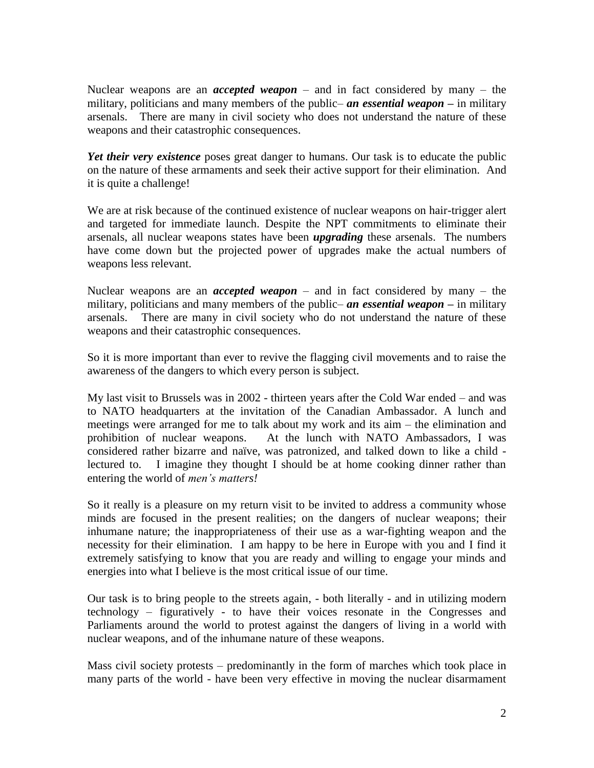Nuclear weapons are an ***accepted weapon*** – and in fact considered by many – the military, politicians and many members of the public– ***an essential weapon*** **–** in military arsenals. There are many in civil society who does not understand the nature of these weapons and their catastrophic consequences.

***Yet their very existence*** poses great danger to humans. Our task is to educate the public on the nature of these armaments and seek their active support for their elimination. And it is quite a challenge!

We are at risk because of the continued existence of nuclear weapons on hair-trigger alert and targeted for immediate launch. Despite the NPT commitments to eliminate their arsenals, all nuclear weapons states have been ***upgrading*** these arsenals. The numbers have come down but the projected power of upgrades make the actual numbers of weapons less relevant.

Nuclear weapons are an ***accepted weapon*** – and in fact considered by many – the military, politicians and many members of the public– ***an essential weapon*** **–** in military arsenals. There are many in civil society who do not understand the nature of these weapons and their catastrophic consequences.

So it is more important than ever to revive the flagging civil movements and to raise the awareness of the dangers to which every person is subject.

My last visit to Brussels was in 2002 - thirteen years after the Cold War ended – and was to NATO headquarters at the invitation of the Canadian Ambassador. A lunch and meetings were arranged for me to talk about my work and its aim – the elimination and prohibition of nuclear weapons. At the lunch with NATO Ambassadors, I was considered rather bizarre and naïve, was patronized, and talked down to like a child - lectured to. I imagine they thought I should be at home cooking dinner rather than entering the world of *men's matters!*

So it really is a pleasure on my return visit to be invited to address a community whose minds are focused in the present realities; on the dangers of nuclear weapons; their inhumane nature; the inappropriateness of their use as a war-fighting weapon and the necessity for their elimination. I am happy to be here in Europe with you and I find it extremely satisfying to know that you are ready and willing to engage your minds and energies into what I believe is the most critical issue of our time.

Our task is to bring people to the streets again, - both literally - and in utilizing modern technology – figuratively - to have their voices resonate in the Congresses and Parliaments around the world to protest against the dangers of living in a world with nuclear weapons, and of the inhumane nature of these weapons.

Mass civil society protests – predominantly in the form of marches which took place in many parts of the world - have been very effective in moving the nuclear disarmament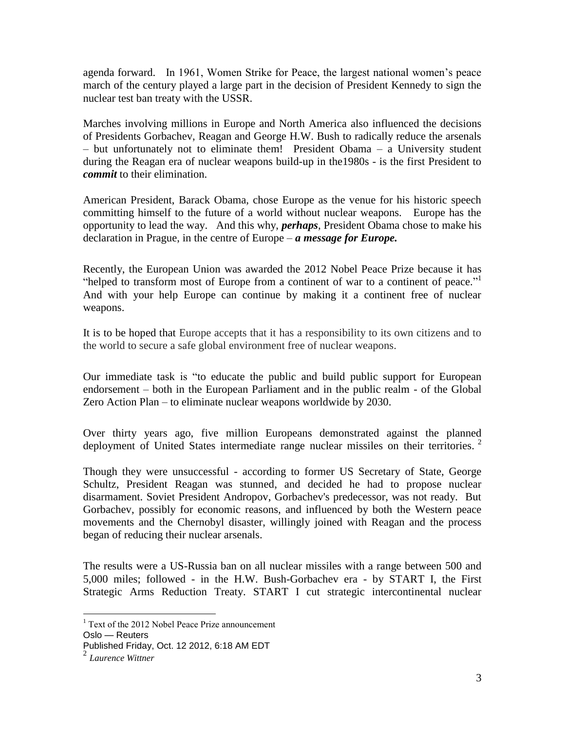agenda forward. In 1961, Women Strike for Peace, the largest national women's peace march of the century played a large part in the decision of President Kennedy to sign the nuclear test ban treaty with the USSR.

Marches involving millions in Europe and North America also influenced the decisions of Presidents Gorbachev, Reagan and George H.W. Bush to radically reduce the arsenals – but unfortunately not to eliminate them! President Obama – a University student during the Reagan era of nuclear weapons build-up in the1980s - is the first President to ***commit*** to their elimination.

American President, Barack Obama, chose Europe as the venue for his historic speech committing himself to the future of a world without nuclear weapons. Europe has the opportunity to lead the way. And this why, ***perhaps***, President Obama chose to make his declaration in Prague, in the centre of Europe – ***a message for Europe.***

Recently, the European Union was awarded the 2012 Nobel Peace Prize because it has "helped to transform most of Europe from a continent of war to a continent of peace."[1] And with your help Europe can continue by making it a continent free of nuclear weapons.

It is to be hoped that Europe accepts that it has a responsibility to its own citizens and to the world to secure a safe global environment free of nuclear weapons.

Our immediate task is "to educate the public and build public support for European endorsement – both in the European Parliament and in the public realm - of the Global Zero Action Plan – to eliminate nuclear weapons worldwide by 2030.

Over thirty years ago, five million Europeans demonstrated against the planned deployment of United States intermediate range nuclear missiles on their territories. [2]

Though they were unsuccessful - according to former US Secretary of State, George Schultz, President Reagan was stunned, and decided he had to propose nuclear disarmament. Soviet President Andropov, Gorbachev's predecessor, was not ready. But Gorbachev, possibly for economic reasons, and influenced by both the Western peace movements and the Chernobyl disaster, willingly joined with Reagan and the process began of reducing their nuclear arsenals.

The results were a US-Russia ban on all nuclear missiles with a range between 500 and 5,000 miles; followed - in the H.W. Bush-Gorbachev era - by START I, the First Strategic Arms Reduction Treaty. START I cut strategic intercontinental nuclear

---

[1] Text of the 2012 Nobel Peace Prize announcement
Oslo — Reuters
Published Friday, Oct. 12 2012, 6:18 AM EDT

[2] *Laurence Wittner*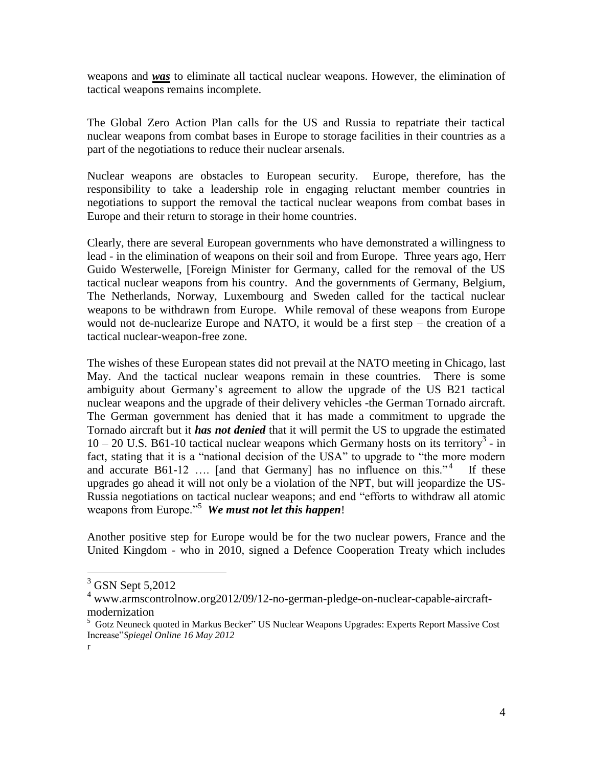weapons and ***was*** to eliminate all tactical nuclear weapons. However, the elimination of tactical weapons remains incomplete.

The Global Zero Action Plan calls for the US and Russia to repatriate their tactical nuclear weapons from combat bases in Europe to storage facilities in their countries as a part of the negotiations to reduce their nuclear arsenals.

Nuclear weapons are obstacles to European security. Europe, therefore, has the responsibility to take a leadership role in engaging reluctant member countries in negotiations to support the removal the tactical nuclear weapons from combat bases in Europe and their return to storage in their home countries.

Clearly, there are several European governments who have demonstrated a willingness to lead - in the elimination of weapons on their soil and from Europe. Three years ago, Herr Guido Westerwelle, [Foreign Minister for Germany, called for the removal of the US tactical nuclear weapons from his country. And the governments of Germany, Belgium, The Netherlands, Norway, Luxembourg and Sweden called for the tactical nuclear weapons to be withdrawn from Europe. While removal of these weapons from Europe would not de-nuclearize Europe and NATO, it would be a first step – the creation of a tactical nuclear-weapon-free zone.

The wishes of these European states did not prevail at the NATO meeting in Chicago, last May. And the tactical nuclear weapons remain in these countries. There is some ambiguity about Germany's agreement to allow the upgrade of the US B21 tactical nuclear weapons and the upgrade of their delivery vehicles -the German Tornado aircraft. The German government has denied that it has made a commitment to upgrade the Tornado aircraft but it ***has not denied*** that it will permit the US to upgrade the estimated 10 – 20 U.S. B61-10 tactical nuclear weapons which Germany hosts on its territory[3] - in fact, stating that it is a "national decision of the USA" to upgrade to "the more modern and accurate B61-12 …. [and that Germany] has no influence on this."[4] If these upgrades go ahead it will not only be a violation of the NPT, but will jeopardize the US-Russia negotiations on tactical nuclear weapons; and end "efforts to withdraw all atomic weapons from Europe."[5] ***We must not let this happen***!

Another positive step for Europe would be for the two nuclear powers, France and the United Kingdom - who in 2010, signed a Defence Cooperation Treaty which includes

---

[3] GSN Sept 5,2012

[4] www.armscontrolnow.org2012/09/12-no-german-pledge-on-nuclear-capable-aircraft-modernization

[5] Gotz Neuneck quoted in Markus Becker" US Nuclear Weapons Upgrades: Experts Report Massive Cost Increase"*Spiegel Online 16 May 2012*

r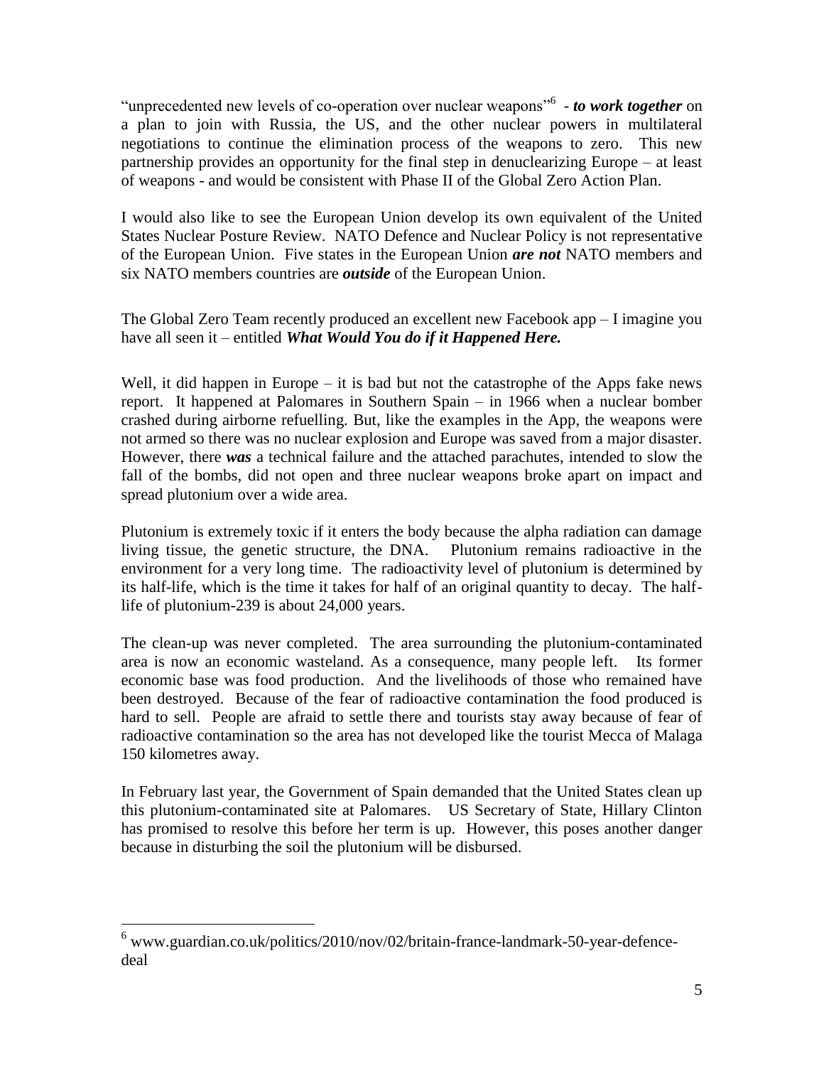"unprecedented new levels of co-operation over nuclear weapons"[6] - ***to work together*** on a plan to join with Russia, the US, and the other nuclear powers in multilateral negotiations to continue the elimination process of the weapons to zero. This new partnership provides an opportunity for the final step in denuclearizing Europe – at least of weapons - and would be consistent with Phase II of the Global Zero Action Plan.

I would also like to see the European Union develop its own equivalent of the United States Nuclear Posture Review. NATO Defence and Nuclear Policy is not representative of the European Union. Five states in the European Union ***are not*** NATO members and six NATO members countries are ***outside*** of the European Union.

The Global Zero Team recently produced an excellent new Facebook app – I imagine you have all seen it – entitled ***What Would You do if it Happened Here.***

Well, it did happen in Europe – it is bad but not the catastrophe of the Apps fake news report. It happened at Palomares in Southern Spain – in 1966 when a nuclear bomber crashed during airborne refuelling. But, like the examples in the App, the weapons were not armed so there was no nuclear explosion and Europe was saved from a major disaster. However, there ***was*** a technical failure and the attached parachutes, intended to slow the fall of the bombs, did not open and three nuclear weapons broke apart on impact and spread plutonium over a wide area.

Plutonium is extremely toxic if it enters the body because the alpha radiation can damage living tissue, the genetic structure, the DNA. Plutonium remains radioactive in the environment for a very long time. The radioactivity level of plutonium is determined by its half-life, which is the time it takes for half of an original quantity to decay. The half-life of plutonium-239 is about 24,000 years.

The clean-up was never completed. The area surrounding the plutonium-contaminated area is now an economic wasteland. As a consequence, many people left. Its former economic base was food production. And the livelihoods of those who remained have been destroyed. Because of the fear of radioactive contamination the food produced is hard to sell. People are afraid to settle there and tourists stay away because of fear of radioactive contamination so the area has not developed like the tourist Mecca of Malaga 150 kilometres away.

In February last year, the Government of Spain demanded that the United States clean up this plutonium-contaminated site at Palomares. US Secretary of State, Hillary Clinton has promised to resolve this before her term is up. However, this poses another danger because in disturbing the soil the plutonium will be disbursed.

---

[6] www.guardian.co.uk/politics/2010/nov/02/britain-france-landmark-50-year-defence-deal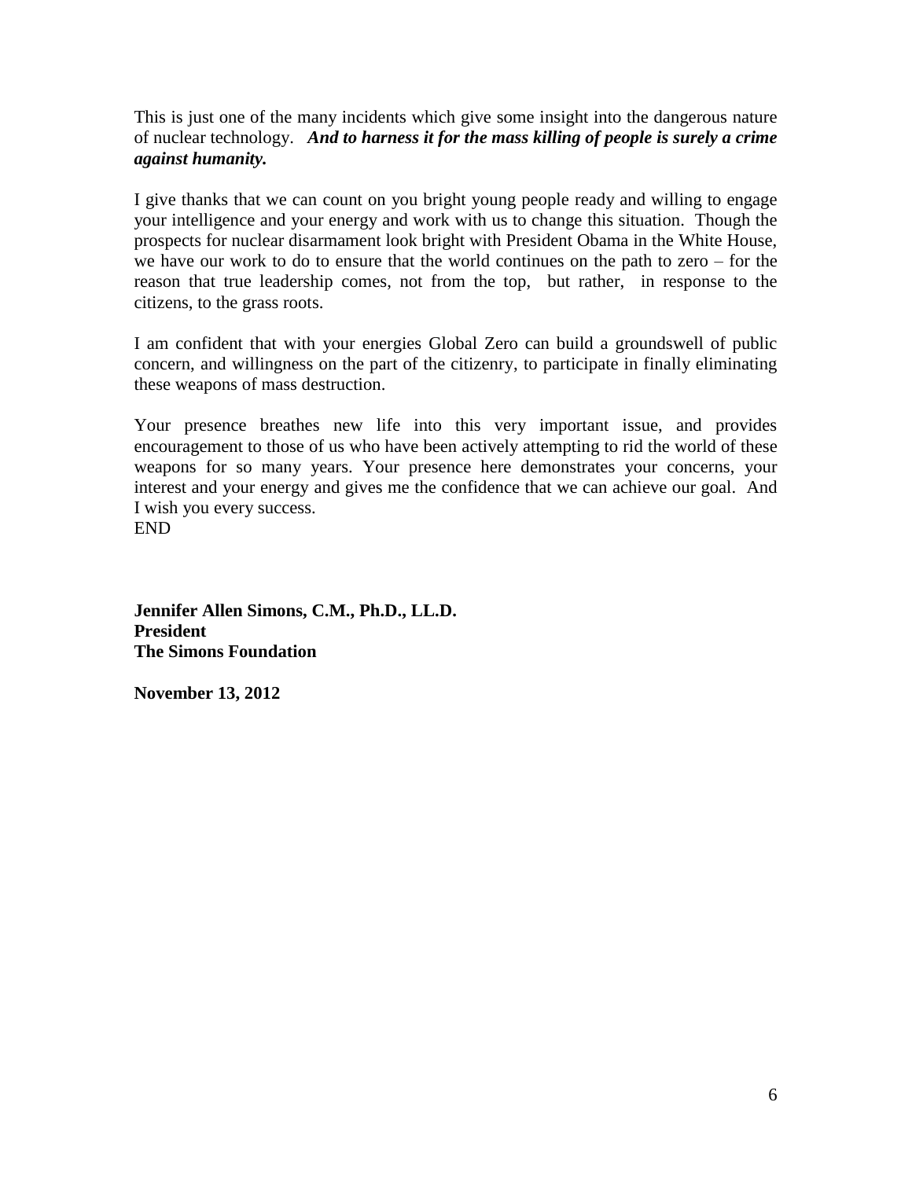This is just one of the many incidents which give some insight into the dangerous nature of nuclear technology. ***And to harness it for the mass killing of people is surely a crime against humanity.***

I give thanks that we can count on you bright young people ready and willing to engage your intelligence and your energy and work with us to change this situation. Though the prospects for nuclear disarmament look bright with President Obama in the White House, we have our work to do to ensure that the world continues on the path to zero – for the reason that true leadership comes, not from the top, but rather, in response to the citizens, to the grass roots.

I am confident that with your energies Global Zero can build a groundswell of public concern, and willingness on the part of the citizenry, to participate in finally eliminating these weapons of mass destruction.

Your presence breathes new life into this very important issue, and provides encouragement to those of us who have been actively attempting to rid the world of these weapons for so many years. Your presence here demonstrates your concerns, your interest and your energy and gives me the confidence that we can achieve our goal. And I wish you every success.
END

**Jennifer Allen Simons, C.M., Ph.D., LL.D.**
**President**
**The Simons Foundation**

**November 13, 2012**